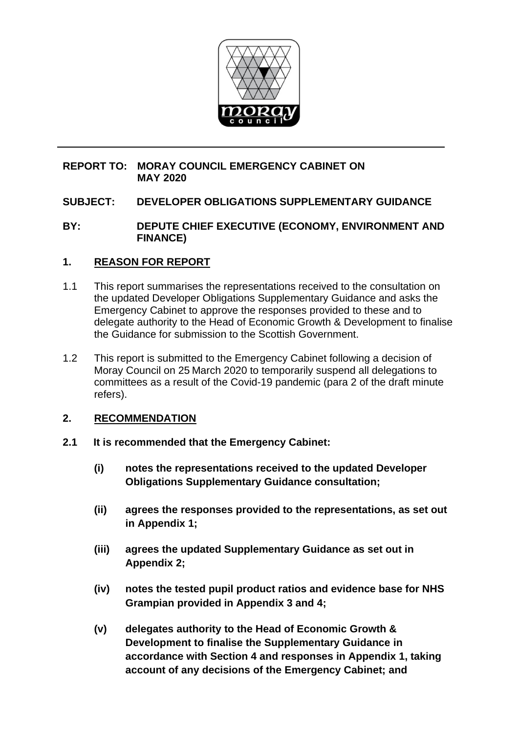**REPORT TO: MORAY COUNCIL EMERGENCY CABINET ON MAY 2020**

**SUBJECT: DEVELOPER OBLIGATIONS SUPPLEMENTARY GUIDANCE**

**BY: DEPUTE CHIEF EXECUTIVE (ECONOMY, ENVIRONMENT AND FINANCE)**

## 1. REASON FOR REPORT

1.1 This report summarises the representations received to the consultation on the updated Developer Obligations Supplementary Guidance and asks the Emergency Cabinet to approve the responses provided to these and to delegate authority to the Head of Economic Growth & Development to finalise the Guidance for submission to the Scottish Government.

1.2 This report is submitted to the Emergency Cabinet following a decision of Moray Council on 25 March 2020 to temporarily suspend all delegations to committees as a result of the Covid-19 pandemic (para 2 of the draft minute refers).

## 2. RECOMMENDATION

**2.1 It is recommended that the Emergency Cabinet:**

**(i) notes the representations received to the updated Developer Obligations Supplementary Guidance consultation;**

**(ii) agrees the responses provided to the representations, as set out in Appendix 1;**

**(iii) agrees the updated Supplementary Guidance as set out in Appendix 2;**

**(iv) notes the tested pupil product ratios and evidence base for NHS Grampian provided in Appendix 3 and 4;**

**(v) delegates authority to the Head of Economic Growth & Development to finalise the Supplementary Guidance in accordance with Section 4 and responses in Appendix 1, taking account of any decisions of the Emergency Cabinet; and**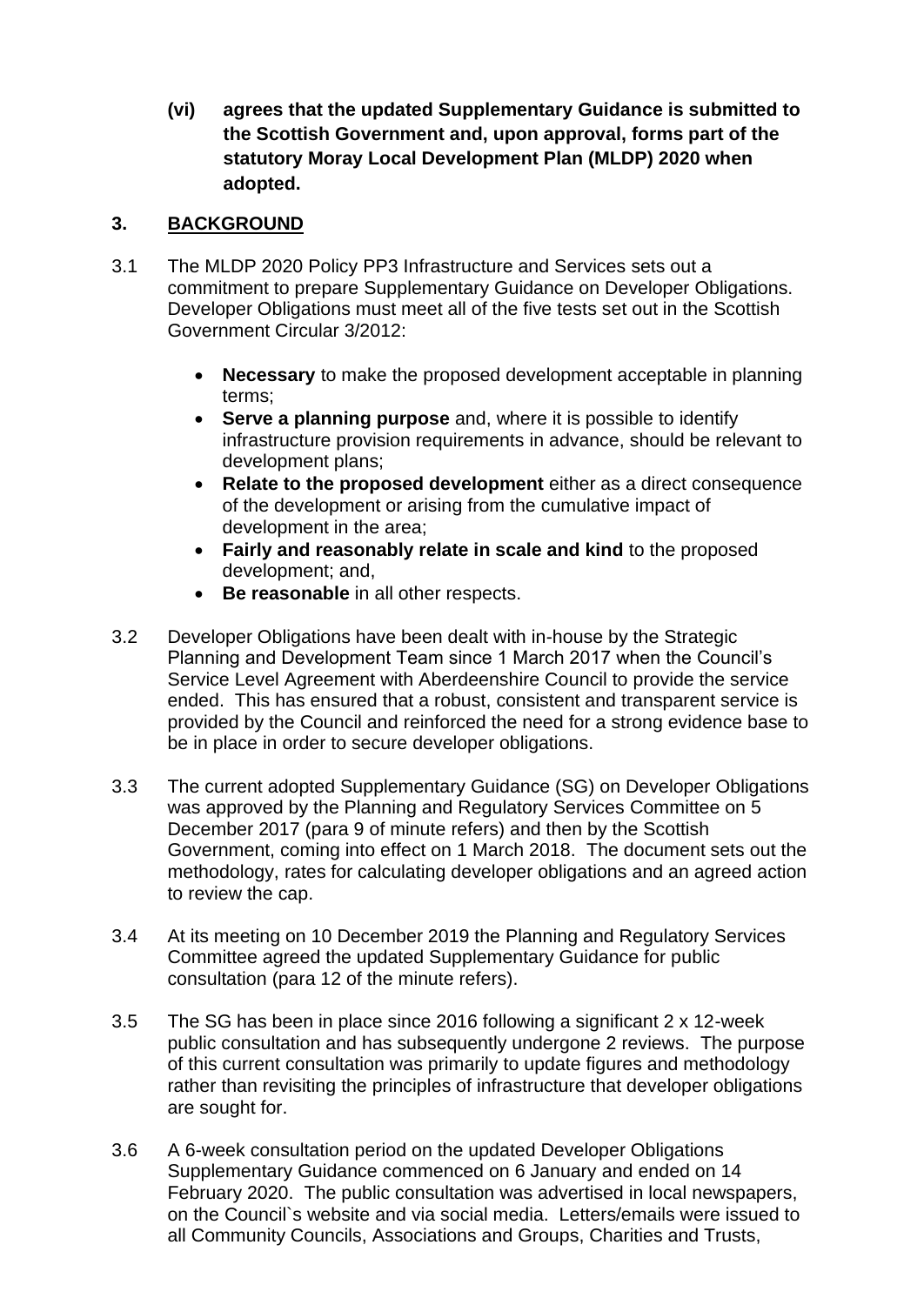**(vi) agrees that the updated Supplementary Guidance is submitted to the Scottish Government and, upon approval, forms part of the statutory Moray Local Development Plan (MLDP) 2020 when adopted.**

## 3. BACKGROUND

3.1 The MLDP 2020 Policy PP3 Infrastructure and Services sets out a commitment to prepare Supplementary Guidance on Developer Obligations. Developer Obligations must meet all of the five tests set out in the Scottish Government Circular 3/2012:

- **Necessary** to make the proposed development acceptable in planning terms;
- **Serve a planning purpose** and, where it is possible to identify infrastructure provision requirements in advance, should be relevant to development plans;
- **Relate to the proposed development** either as a direct consequence of the development or arising from the cumulative impact of development in the area;
- **Fairly and reasonably relate in scale and kind** to the proposed development; and,
- **Be reasonable** in all other respects.

3.2 Developer Obligations have been dealt with in-house by the Strategic Planning and Development Team since 1 March 2017 when the Council's Service Level Agreement with Aberdeenshire Council to provide the service ended. This has ensured that a robust, consistent and transparent service is provided by the Council and reinforced the need for a strong evidence base to be in place in order to secure developer obligations.

3.3 The current adopted Supplementary Guidance (SG) on Developer Obligations was approved by the Planning and Regulatory Services Committee on 5 December 2017 (para 9 of minute refers) and then by the Scottish Government, coming into effect on 1 March 2018. The document sets out the methodology, rates for calculating developer obligations and an agreed action to review the cap.

3.4 At its meeting on 10 December 2019 the Planning and Regulatory Services Committee agreed the updated Supplementary Guidance for public consultation (para 12 of the minute refers).

3.5 The SG has been in place since 2016 following a significant 2 x 12-week public consultation and has subsequently undergone 2 reviews. The purpose of this current consultation was primarily to update figures and methodology rather than revisiting the principles of infrastructure that developer obligations are sought for.

3.6 A 6-week consultation period on the updated Developer Obligations Supplementary Guidance commenced on 6 January and ended on 14 February 2020. The public consultation was advertised in local newspapers, on the Council`s website and via social media. Letters/emails were issued to all Community Councils, Associations and Groups, Charities and Trusts,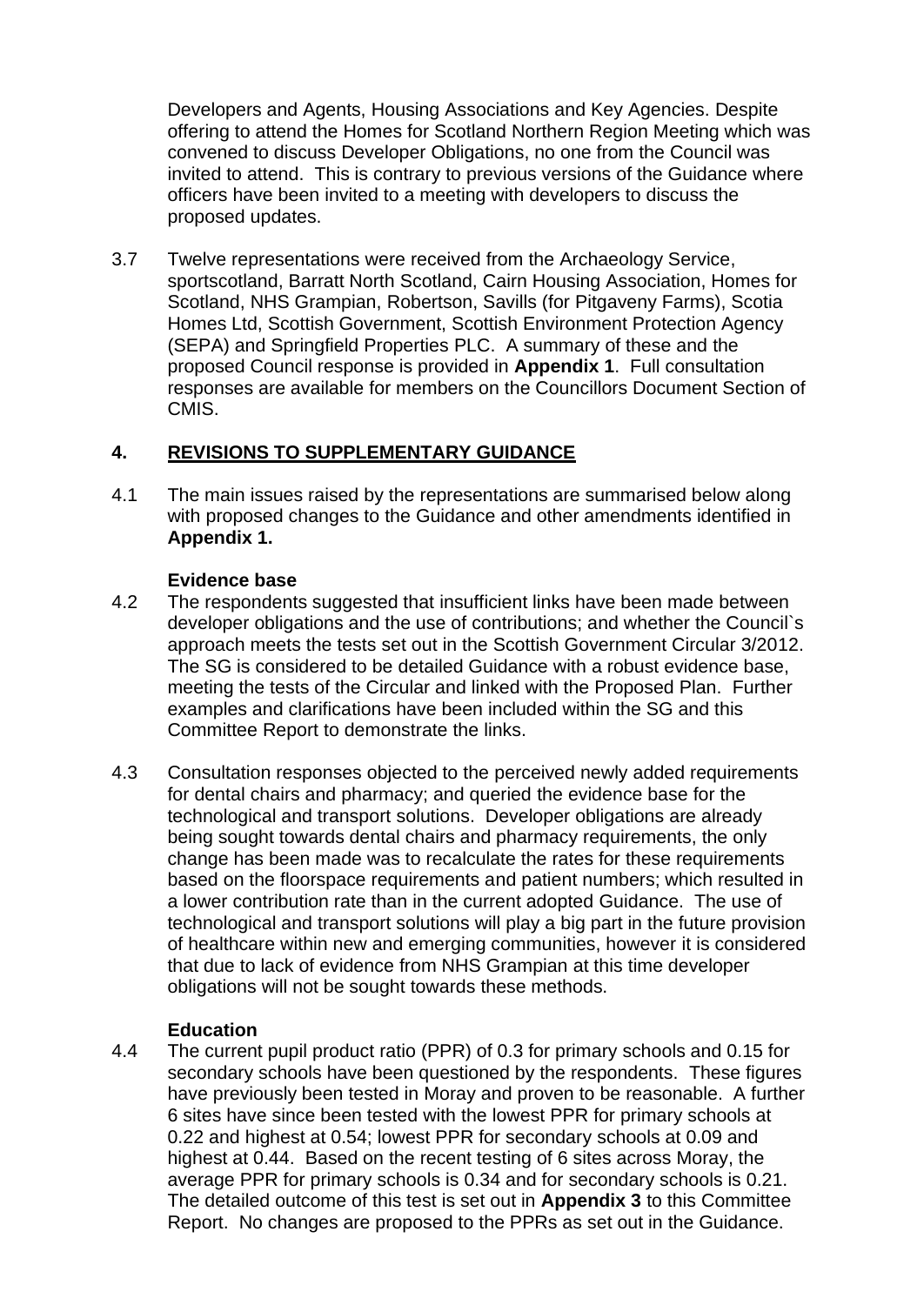Developers and Agents, Housing Associations and Key Agencies. Despite offering to attend the Homes for Scotland Northern Region Meeting which was convened to discuss Developer Obligations, no one from the Council was invited to attend. This is contrary to previous versions of the Guidance where officers have been invited to a meeting with developers to discuss the proposed updates.

3.7 Twelve representations were received from the Archaeology Service, sportscotland, Barratt North Scotland, Cairn Housing Association, Homes for Scotland, NHS Grampian, Robertson, Savills (for Pitgaveny Farms), Scotia Homes Ltd, Scottish Government, Scottish Environment Protection Agency (SEPA) and Springfield Properties PLC. A summary of these and the proposed Council response is provided in **Appendix 1**. Full consultation responses are available for members on the Councillors Document Section of CMIS.

## 4. REVISIONS TO SUPPLEMENTARY GUIDANCE

4.1 The main issues raised by the representations are summarised below along with proposed changes to the Guidance and other amendments identified in **Appendix 1.**

**Evidence base**

4.2 The respondents suggested that insufficient links have been made between developer obligations and the use of contributions; and whether the Council`s approach meets the tests set out in the Scottish Government Circular 3/2012. The SG is considered to be detailed Guidance with a robust evidence base, meeting the tests of the Circular and linked with the Proposed Plan. Further examples and clarifications have been included within the SG and this Committee Report to demonstrate the links.

4.3 Consultation responses objected to the perceived newly added requirements for dental chairs and pharmacy; and queried the evidence base for the technological and transport solutions. Developer obligations are already being sought towards dental chairs and pharmacy requirements, the only change has been made was to recalculate the rates for these requirements based on the floorspace requirements and patient numbers; which resulted in a lower contribution rate than in the current adopted Guidance. The use of technological and transport solutions will play a big part in the future provision of healthcare within new and emerging communities, however it is considered that due to lack of evidence from NHS Grampian at this time developer obligations will not be sought towards these methods.

**Education**

4.4 The current pupil product ratio (PPR) of 0.3 for primary schools and 0.15 for secondary schools have been questioned by the respondents. These figures have previously been tested in Moray and proven to be reasonable. A further 6 sites have since been tested with the lowest PPR for primary schools at 0.22 and highest at 0.54; lowest PPR for secondary schools at 0.09 and highest at 0.44. Based on the recent testing of 6 sites across Moray, the average PPR for primary schools is 0.34 and for secondary schools is 0.21. The detailed outcome of this test is set out in **Appendix 3** to this Committee Report. No changes are proposed to the PPRs as set out in the Guidance.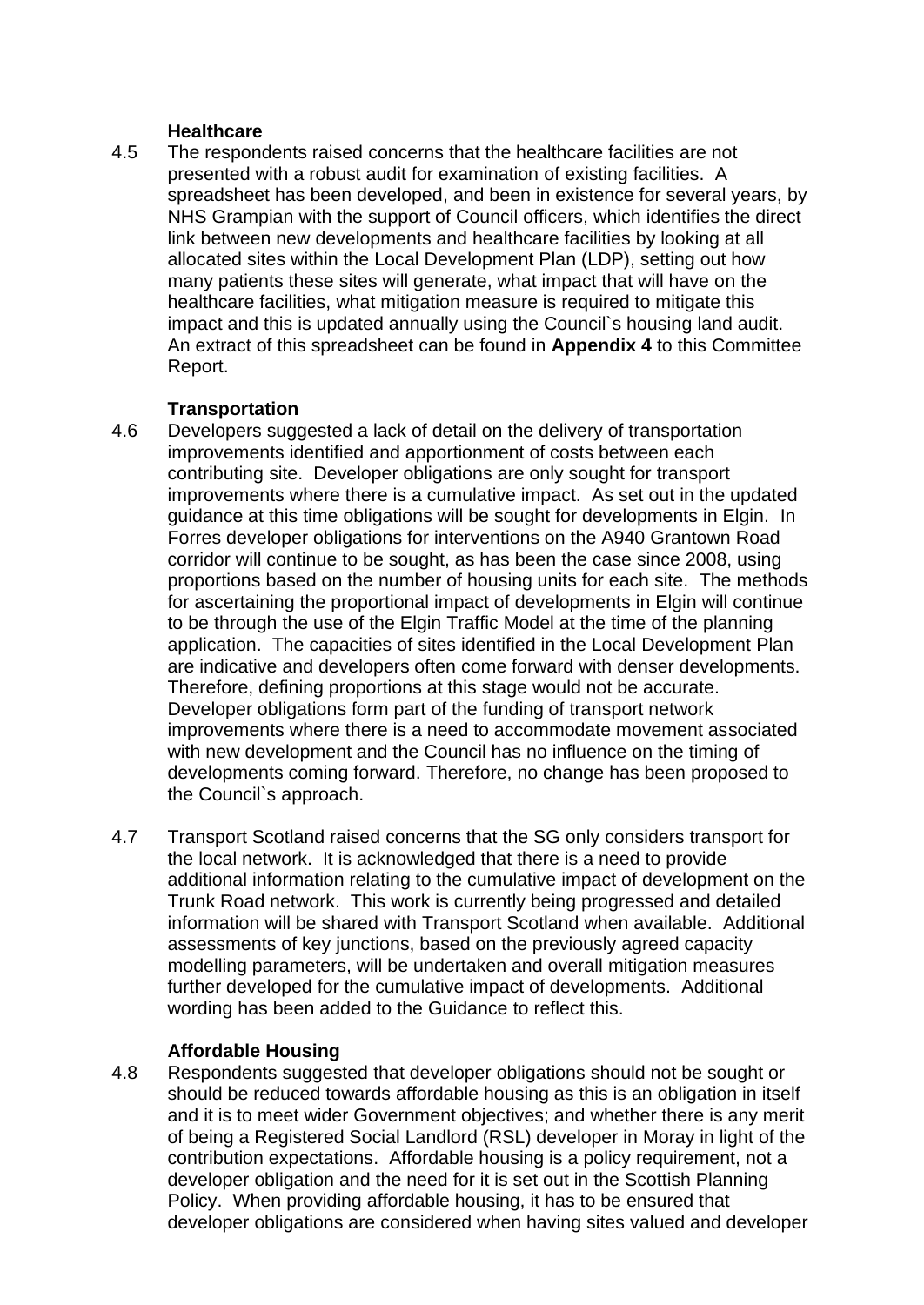**Healthcare**

4.5 The respondents raised concerns that the healthcare facilities are not presented with a robust audit for examination of existing facilities. A spreadsheet has been developed, and been in existence for several years, by NHS Grampian with the support of Council officers, which identifies the direct link between new developments and healthcare facilities by looking at all allocated sites within the Local Development Plan (LDP), setting out how many patients these sites will generate, what impact that will have on the healthcare facilities, what mitigation measure is required to mitigate this impact and this is updated annually using the Council`s housing land audit. An extract of this spreadsheet can be found in **Appendix 4** to this Committee Report.

**Transportation**

4.6 Developers suggested a lack of detail on the delivery of transportation improvements identified and apportionment of costs between each contributing site. Developer obligations are only sought for transport improvements where there is a cumulative impact. As set out in the updated guidance at this time obligations will be sought for developments in Elgin. In Forres developer obligations for interventions on the A940 Grantown Road corridor will continue to be sought, as has been the case since 2008, using proportions based on the number of housing units for each site. The methods for ascertaining the proportional impact of developments in Elgin will continue to be through the use of the Elgin Traffic Model at the time of the planning application. The capacities of sites identified in the Local Development Plan are indicative and developers often come forward with denser developments. Therefore, defining proportions at this stage would not be accurate. Developer obligations form part of the funding of transport network improvements where there is a need to accommodate movement associated with new development and the Council has no influence on the timing of developments coming forward. Therefore, no change has been proposed to the Council`s approach.

4.7 Transport Scotland raised concerns that the SG only considers transport for the local network. It is acknowledged that there is a need to provide additional information relating to the cumulative impact of development on the Trunk Road network. This work is currently being progressed and detailed information will be shared with Transport Scotland when available. Additional assessments of key junctions, based on the previously agreed capacity modelling parameters, will be undertaken and overall mitigation measures further developed for the cumulative impact of developments. Additional wording has been added to the Guidance to reflect this.

**Affordable Housing**

4.8 Respondents suggested that developer obligations should not be sought or should be reduced towards affordable housing as this is an obligation in itself and it is to meet wider Government objectives; and whether there is any merit of being a Registered Social Landlord (RSL) developer in Moray in light of the contribution expectations. Affordable housing is a policy requirement, not a developer obligation and the need for it is set out in the Scottish Planning Policy. When providing affordable housing, it has to be ensured that developer obligations are considered when having sites valued and developer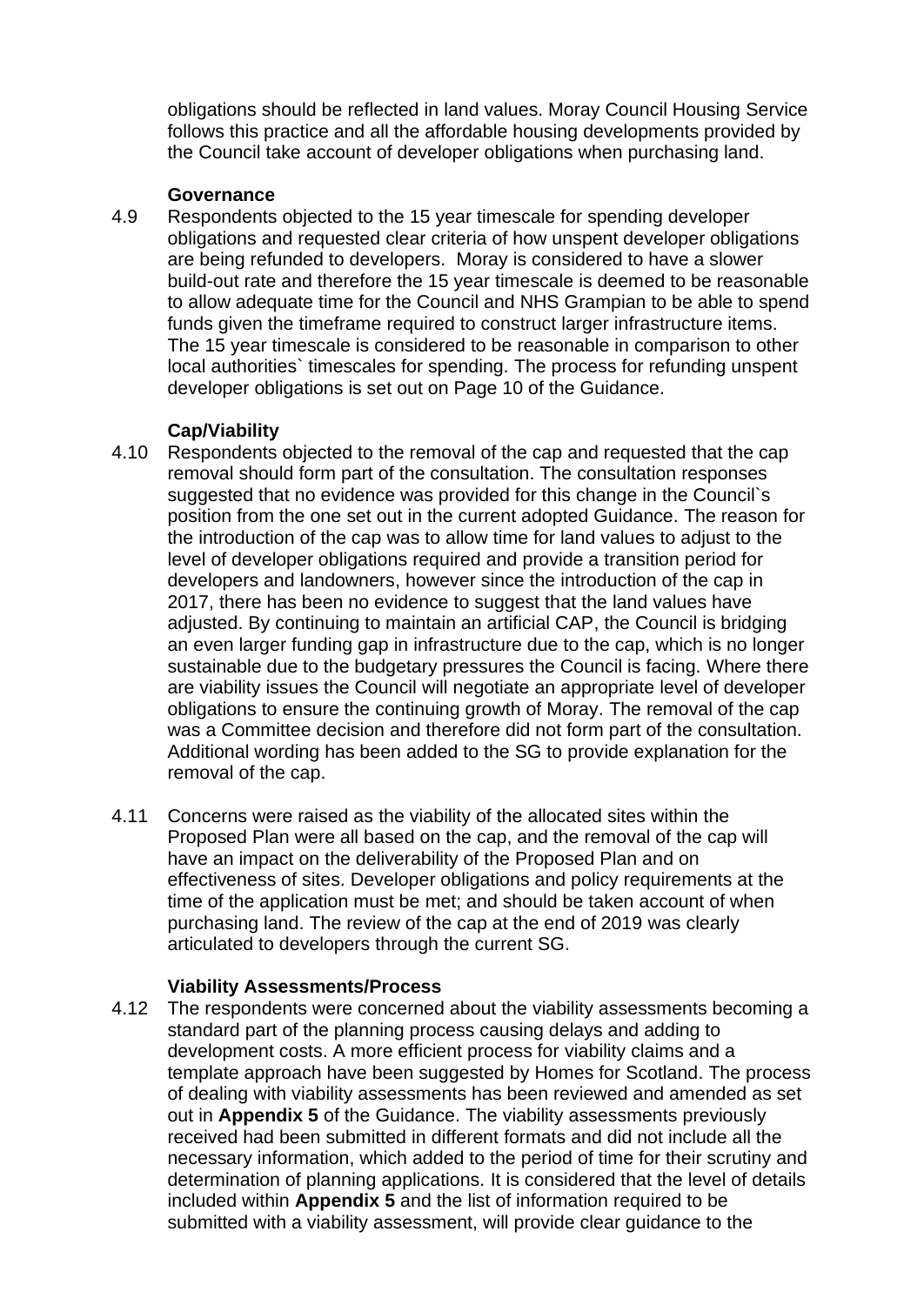obligations should be reflected in land values. Moray Council Housing Service follows this practice and all the affordable housing developments provided by the Council take account of developer obligations when purchasing land.

**Governance**

4.9 Respondents objected to the 15 year timescale for spending developer obligations and requested clear criteria of how unspent developer obligations are being refunded to developers. Moray is considered to have a slower build-out rate and therefore the 15 year timescale is deemed to be reasonable to allow adequate time for the Council and NHS Grampian to be able to spend funds given the timeframe required to construct larger infrastructure items. The 15 year timescale is considered to be reasonable in comparison to other local authorities` timescales for spending. The process for refunding unspent developer obligations is set out on Page 10 of the Guidance.

**Cap/Viability**

4.10 Respondents objected to the removal of the cap and requested that the cap removal should form part of the consultation. The consultation responses suggested that no evidence was provided for this change in the Council`s position from the one set out in the current adopted Guidance. The reason for the introduction of the cap was to allow time for land values to adjust to the level of developer obligations required and provide a transition period for developers and landowners, however since the introduction of the cap in 2017, there has been no evidence to suggest that the land values have adjusted. By continuing to maintain an artificial CAP, the Council is bridging an even larger funding gap in infrastructure due to the cap, which is no longer sustainable due to the budgetary pressures the Council is facing. Where there are viability issues the Council will negotiate an appropriate level of developer obligations to ensure the continuing growth of Moray. The removal of the cap was a Committee decision and therefore did not form part of the consultation. Additional wording has been added to the SG to provide explanation for the removal of the cap.

4.11 Concerns were raised as the viability of the allocated sites within the Proposed Plan were all based on the cap, and the removal of the cap will have an impact on the deliverability of the Proposed Plan and on effectiveness of sites. Developer obligations and policy requirements at the time of the application must be met; and should be taken account of when purchasing land. The review of the cap at the end of 2019 was clearly articulated to developers through the current SG.

**Viability Assessments/Process**

4.12 The respondents were concerned about the viability assessments becoming a standard part of the planning process causing delays and adding to development costs. A more efficient process for viability claims and a template approach have been suggested by Homes for Scotland. The process of dealing with viability assessments has been reviewed and amended as set out in **Appendix 5** of the Guidance. The viability assessments previously received had been submitted in different formats and did not include all the necessary information, which added to the period of time for their scrutiny and determination of planning applications. It is considered that the level of details included within **Appendix 5** and the list of information required to be submitted with a viability assessment, will provide clear guidance to the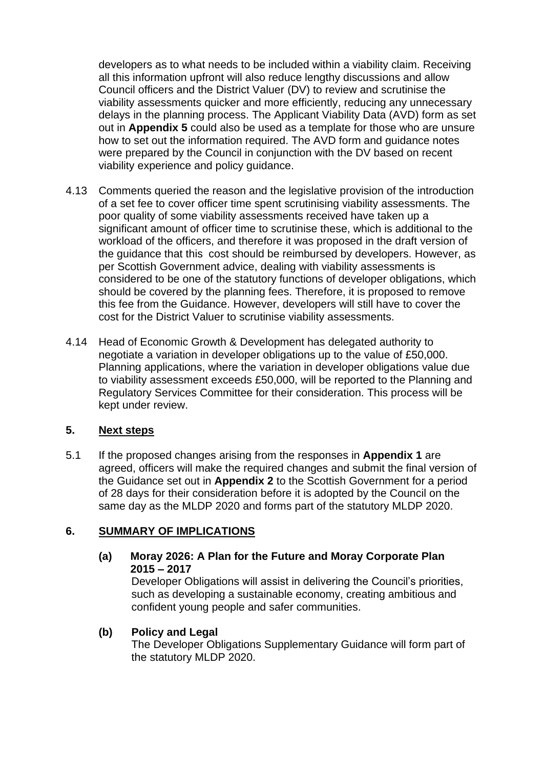developers as to what needs to be included within a viability claim. Receiving all this information upfront will also reduce lengthy discussions and allow Council officers and the District Valuer (DV) to review and scrutinise the viability assessments quicker and more efficiently, reducing any unnecessary delays in the planning process. The Applicant Viability Data (AVD) form as set out in **Appendix 5** could also be used as a template for those who are unsure how to set out the information required. The AVD form and guidance notes were prepared by the Council in conjunction with the DV based on recent viability experience and policy guidance.

4.13 Comments queried the reason and the legislative provision of the introduction of a set fee to cover officer time spent scrutinising viability assessments. The poor quality of some viability assessments received have taken up a significant amount of officer time to scrutinise these, which is additional to the workload of the officers, and therefore it was proposed in the draft version of the guidance that this cost should be reimbursed by developers. However, as per Scottish Government advice, dealing with viability assessments is considered to be one of the statutory functions of developer obligations, which should be covered by the planning fees. Therefore, it is proposed to remove this fee from the Guidance. However, developers will still have to cover the cost for the District Valuer to scrutinise viability assessments.

4.14 Head of Economic Growth & Development has delegated authority to negotiate a variation in developer obligations up to the value of £50,000. Planning applications, where the variation in developer obligations value due to viability assessment exceeds £50,000, will be reported to the Planning and Regulatory Services Committee for their consideration. This process will be kept under review.

## 5. Next steps

5.1 If the proposed changes arising from the responses in **Appendix 1** are agreed, officers will make the required changes and submit the final version of the Guidance set out in **Appendix 2** to the Scottish Government for a period of 28 days for their consideration before it is adopted by the Council on the same day as the MLDP 2020 and forms part of the statutory MLDP 2020.

## 6. SUMMARY OF IMPLICATIONS

**(a) Moray 2026: A Plan for the Future and Moray Corporate Plan 2015 – 2017**

Developer Obligations will assist in delivering the Council's priorities, such as developing a sustainable economy, creating ambitious and confident young people and safer communities.

**(b) Policy and Legal**

The Developer Obligations Supplementary Guidance will form part of the statutory MLDP 2020.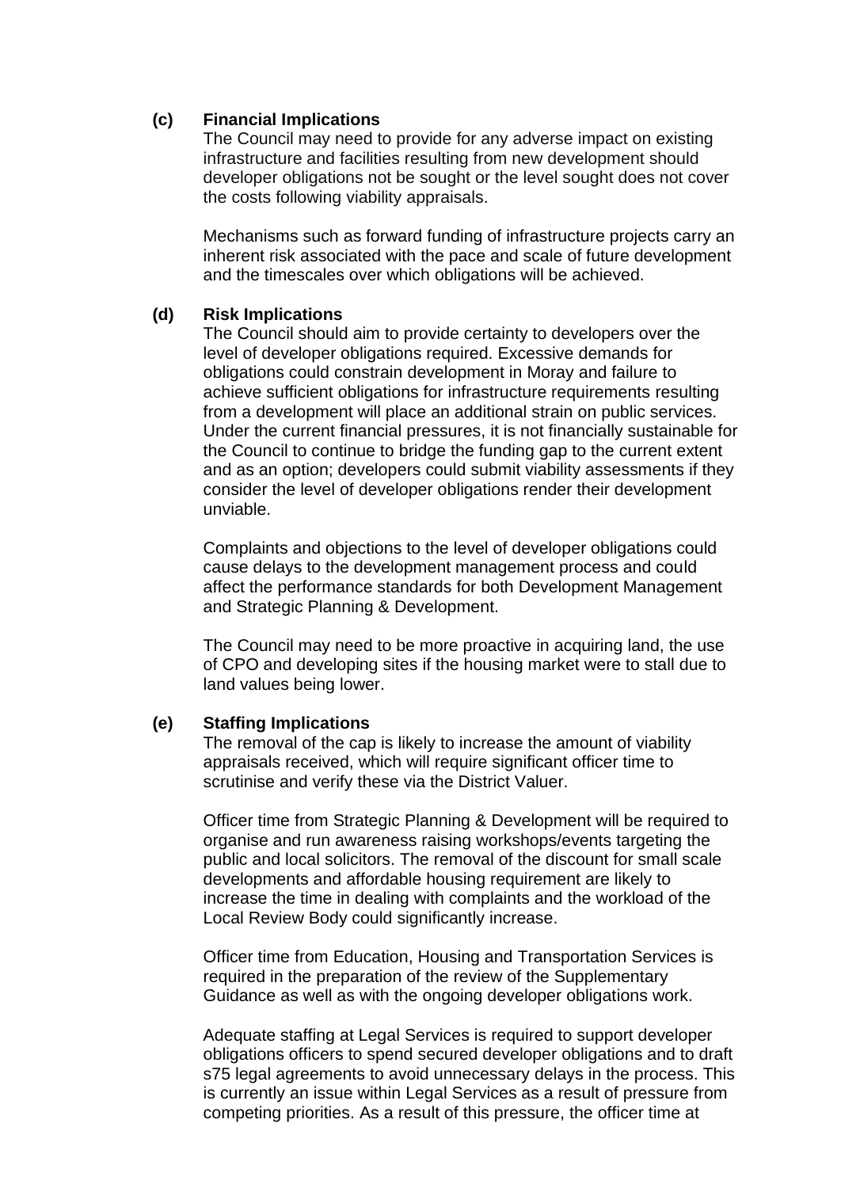**(c) Financial Implications**

The Council may need to provide for any adverse impact on existing infrastructure and facilities resulting from new development should developer obligations not be sought or the level sought does not cover the costs following viability appraisals.

Mechanisms such as forward funding of infrastructure projects carry an inherent risk associated with the pace and scale of future development and the timescales over which obligations will be achieved.

**(d) Risk Implications**

The Council should aim to provide certainty to developers over the level of developer obligations required. Excessive demands for obligations could constrain development in Moray and failure to achieve sufficient obligations for infrastructure requirements resulting from a development will place an additional strain on public services. Under the current financial pressures, it is not financially sustainable for the Council to continue to bridge the funding gap to the current extent and as an option; developers could submit viability assessments if they consider the level of developer obligations render their development unviable.

Complaints and objections to the level of developer obligations could cause delays to the development management process and could affect the performance standards for both Development Management and Strategic Planning & Development.

The Council may need to be more proactive in acquiring land, the use of CPO and developing sites if the housing market were to stall due to land values being lower.

**(e) Staffing Implications**

The removal of the cap is likely to increase the amount of viability appraisals received, which will require significant officer time to scrutinise and verify these via the District Valuer.

Officer time from Strategic Planning & Development will be required to organise and run awareness raising workshops/events targeting the public and local solicitors. The removal of the discount for small scale developments and affordable housing requirement are likely to increase the time in dealing with complaints and the workload of the Local Review Body could significantly increase.

Officer time from Education, Housing and Transportation Services is required in the preparation of the review of the Supplementary Guidance as well as with the ongoing developer obligations work.

Adequate staffing at Legal Services is required to support developer obligations officers to spend secured developer obligations and to draft s75 legal agreements to avoid unnecessary delays in the process. This is currently an issue within Legal Services as a result of pressure from competing priorities. As a result of this pressure, the officer time at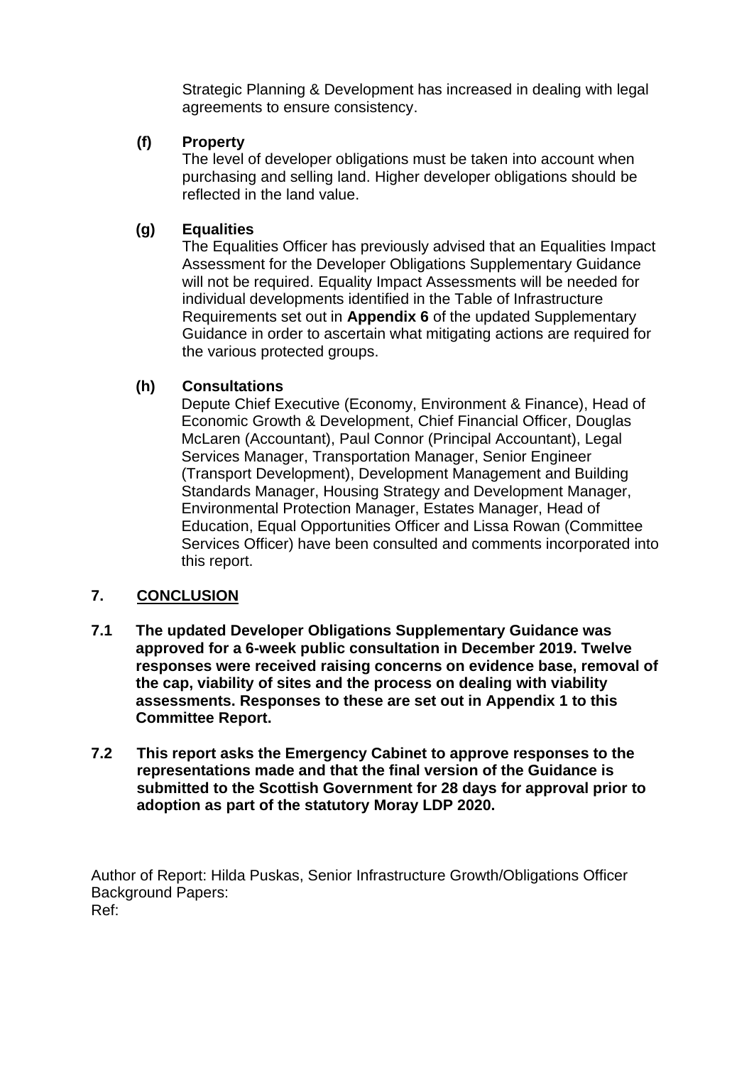Strategic Planning & Development has increased in dealing with legal agreements to ensure consistency.

**(f) Property**

The level of developer obligations must be taken into account when purchasing and selling land. Higher developer obligations should be reflected in the land value.

**(g) Equalities**

The Equalities Officer has previously advised that an Equalities Impact Assessment for the Developer Obligations Supplementary Guidance will not be required. Equality Impact Assessments will be needed for individual developments identified in the Table of Infrastructure Requirements set out in **Appendix 6** of the updated Supplementary Guidance in order to ascertain what mitigating actions are required for the various protected groups.

**(h) Consultations**

Depute Chief Executive (Economy, Environment & Finance), Head of Economic Growth & Development, Chief Financial Officer, Douglas McLaren (Accountant), Paul Connor (Principal Accountant), Legal Services Manager, Transportation Manager, Senior Engineer (Transport Development), Development Management and Building Standards Manager, Housing Strategy and Development Manager, Environmental Protection Manager, Estates Manager, Head of Education, Equal Opportunities Officer and Lissa Rowan (Committee Services Officer) have been consulted and comments incorporated into this report.

## 7. CONCLUSION

**7.1 The updated Developer Obligations Supplementary Guidance was approved for a 6-week public consultation in December 2019. Twelve responses were received raising concerns on evidence base, removal of the cap, viability of sites and the process on dealing with viability assessments. Responses to these are set out in Appendix 1 to this Committee Report.**

**7.2 This report asks the Emergency Cabinet to approve responses to the representations made and that the final version of the Guidance is submitted to the Scottish Government for 28 days for approval prior to adoption as part of the statutory Moray LDP 2020.**

Author of Report: Hilda Puskas, Senior Infrastructure Growth/Obligations Officer
Background Papers:
Ref: